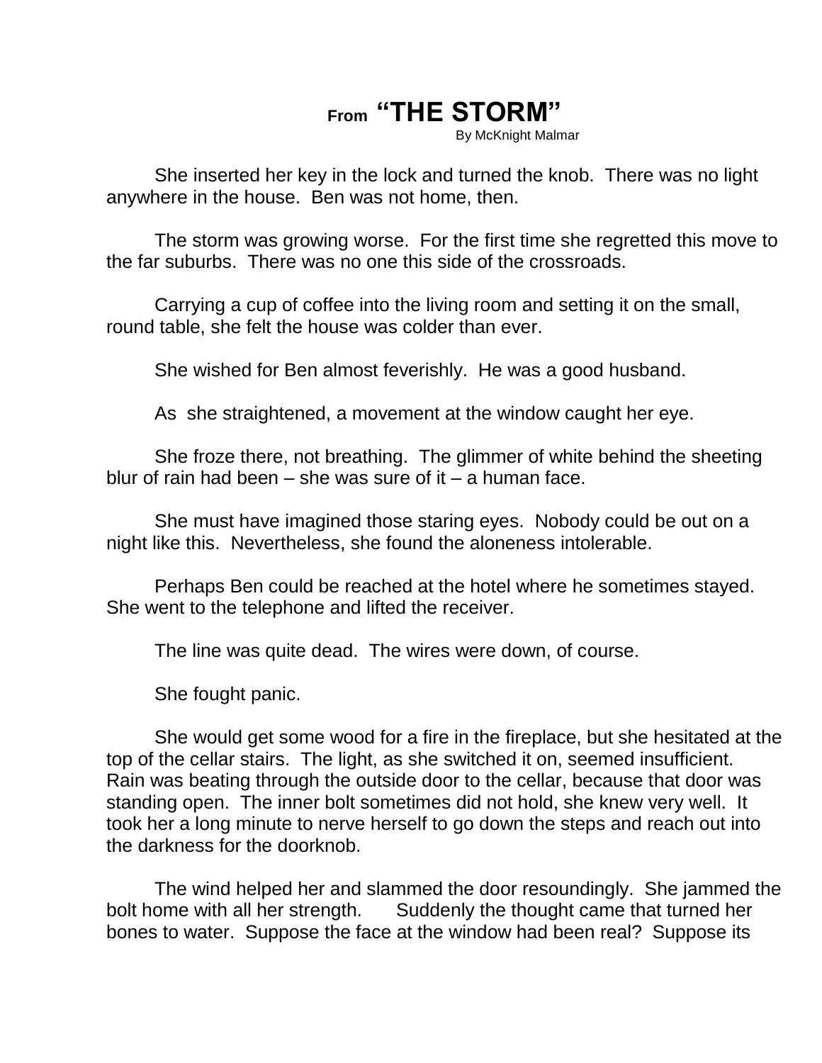# From "THE STORM"

By McKnight Malmar

She inserted her key in the lock and turned the knob. There was no light anywhere in the house. Ben was not home, then.

The storm was growing worse. For the first time she regretted this move to the far suburbs. There was no one this side of the crossroads.

Carrying a cup of coffee into the living room and setting it on the small, round table, she felt the house was colder than ever.

She wished for Ben almost feverishly. He was a good husband.

As she straightened, a movement at the window caught her eye.

She froze there, not breathing. The glimmer of white behind the sheeting blur of rain had been – she was sure of it – a human face.

She must have imagined those staring eyes. Nobody could be out on a night like this. Nevertheless, she found the aloneness intolerable.

Perhaps Ben could be reached at the hotel where he sometimes stayed. She went to the telephone and lifted the receiver.

The line was quite dead. The wires were down, of course.

She fought panic.

She would get some wood for a fire in the fireplace, but she hesitated at the top of the cellar stairs. The light, as she switched it on, seemed insufficient. Rain was beating through the outside door to the cellar, because that door was standing open. The inner bolt sometimes did not hold, she knew very well. It took her a long minute to nerve herself to go down the steps and reach out into the darkness for the doorknob.

The wind helped her and slammed the door resoundingly. She jammed the bolt home with all her strength. Suddenly the thought came that turned her bones to water. Suppose the face at the window had been real? Suppose its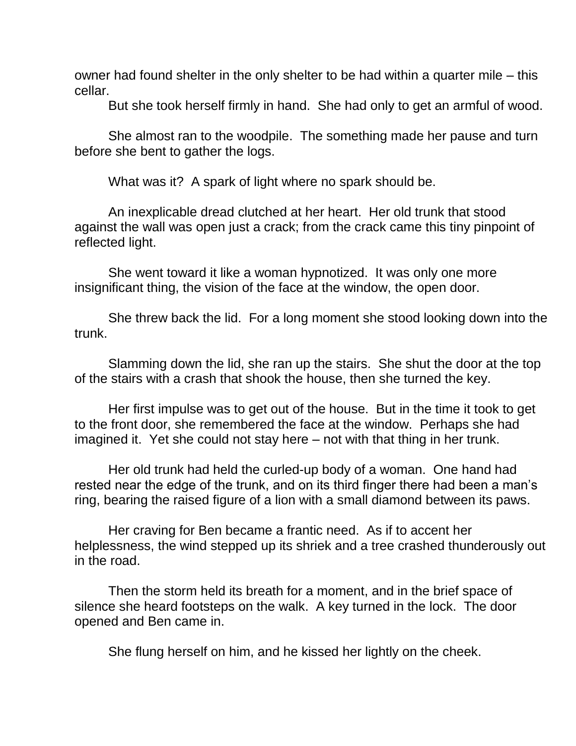owner had found shelter in the only shelter to be had within a quarter mile – this cellar.

But she took herself firmly in hand. She had only to get an armful of wood.

She almost ran to the woodpile. The something made her pause and turn before she bent to gather the logs.

What was it? A spark of light where no spark should be.

An inexplicable dread clutched at her heart. Her old trunk that stood against the wall was open just a crack; from the crack came this tiny pinpoint of reflected light.

She went toward it like a woman hypnotized. It was only one more insignificant thing, the vision of the face at the window, the open door.

She threw back the lid. For a long moment she stood looking down into the trunk.

Slamming down the lid, she ran up the stairs. She shut the door at the top of the stairs with a crash that shook the house, then she turned the key.

Her first impulse was to get out of the house. But in the time it took to get to the front door, she remembered the face at the window. Perhaps she had imagined it. Yet she could not stay here – not with that thing in her trunk.

Her old trunk had held the curled-up body of a woman. One hand had rested near the edge of the trunk, and on its third finger there had been a man's ring, bearing the raised figure of a lion with a small diamond between its paws.

Her craving for Ben became a frantic need. As if to accent her helplessness, the wind stepped up its shriek and a tree crashed thunderously out in the road.

Then the storm held its breath for a moment, and in the brief space of silence she heard footsteps on the walk. A key turned in the lock. The door opened and Ben came in.

She flung herself on him, and he kissed her lightly on the cheek.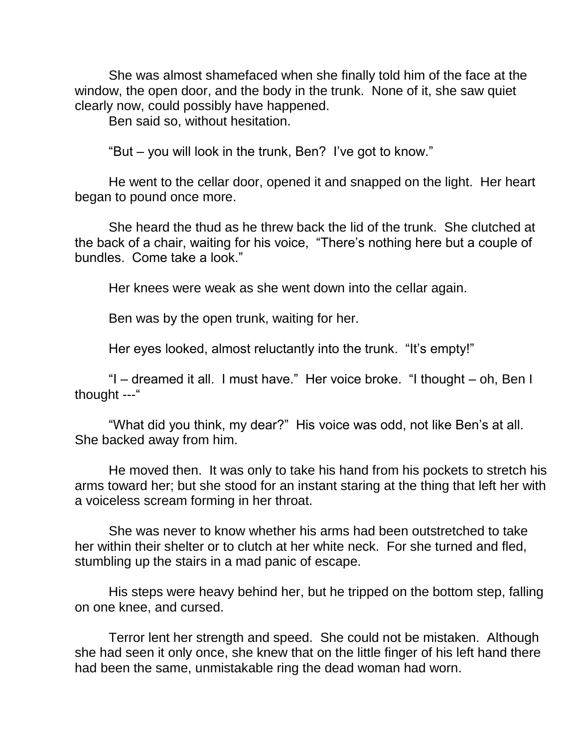She was almost shamefaced when she finally told him of the face at the window, the open door, and the body in the trunk. None of it, she saw quiet clearly now, could possibly have happened.

Ben said so, without hesitation.

"But – you will look in the trunk, Ben? I've got to know."

He went to the cellar door, opened it and snapped on the light. Her heart began to pound once more.

She heard the thud as he threw back the lid of the trunk. She clutched at the back of a chair, waiting for his voice, "There's nothing here but a couple of bundles. Come take a look."

Her knees were weak as she went down into the cellar again.

Ben was by the open trunk, waiting for her.

Her eyes looked, almost reluctantly into the trunk. "It's empty!"

"I – dreamed it all. I must have." Her voice broke. "I thought – oh, Ben I thought ---"

"What did you think, my dear?" His voice was odd, not like Ben's at all. She backed away from him.

He moved then. It was only to take his hand from his pockets to stretch his arms toward her; but she stood for an instant staring at the thing that left her with a voiceless scream forming in her throat.

She was never to know whether his arms had been outstretched to take her within their shelter or to clutch at her white neck. For she turned and fled, stumbling up the stairs in a mad panic of escape.

His steps were heavy behind her, but he tripped on the bottom step, falling on one knee, and cursed.

Terror lent her strength and speed. She could not be mistaken. Although she had seen it only once, she knew that on the little finger of his left hand there had been the same, unmistakable ring the dead woman had worn.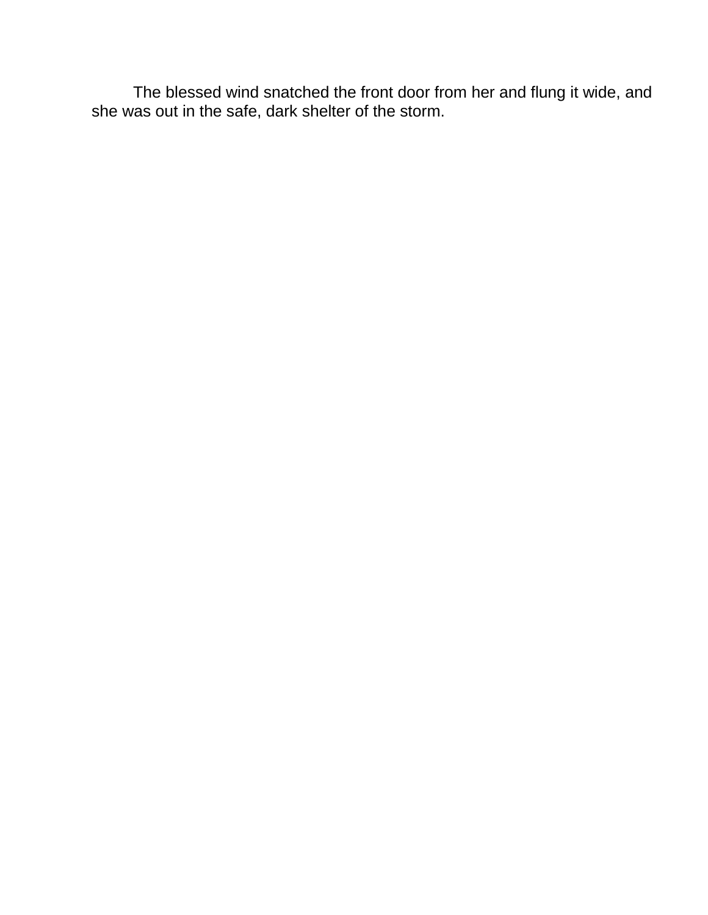The blessed wind snatched the front door from her and flung it wide, and she was out in the safe, dark shelter of the storm.